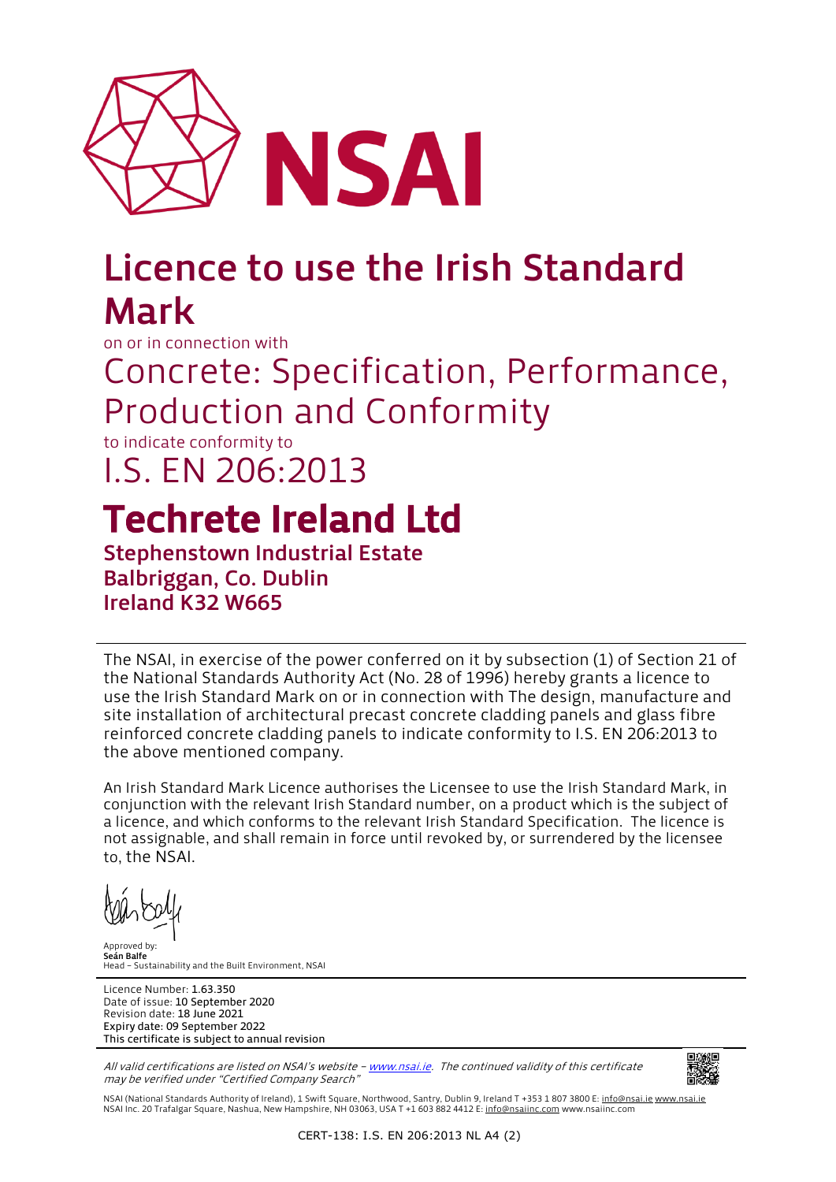NSAI

# Licence to use the Irish Standard Mark

on or in connection with

## Concrete: Specification, Performance, Production and Conformity

to indicate conformity to

## I.S. EN 206:2013

# Techrete Ireland Ltd

**Stephenstown Industrial Estate**
**Balbriggan, Co. Dublin**
**Ireland K32 W665**

---

The NSAI, in exercise of the power conferred on it by subsection (1) of Section 21 of the National Standards Authority Act (No. 28 of 1996) hereby grants a licence to use the Irish Standard Mark on or in connection with The design, manufacture and site installation of architectural precast concrete cladding panels and glass fibre reinforced concrete cladding panels to indicate conformity to I.S. EN 206:2013 to the above mentioned company.

An Irish Standard Mark Licence authorises the Licensee to use the Irish Standard Mark, in conjunction with the relevant Irish Standard number, on a product which is the subject of a licence, and which conforms to the relevant Irish Standard Specification. The licence is not assignable, and shall remain in force until revoked by, or surrendered by the licensee to, the NSAI.

Approved by:
**Seán Balfe**
Head – Sustainability and the Built Environment, NSAI

---

Licence Number: 1.63.350
Date of issue: 10 September 2020
Revision date: 18 June 2021
Expiry date: 09 September 2022
This certificate is subject to annual revision

---

*All valid certifications are listed on NSAI's website – www.nsai.ie. The continued validity of this certificate may be verified under "Certified Company Search"*

NSAI (National Standards Authority of Ireland), 1 Swift Square, Northwood, Santry, Dublin 9, Ireland T +353 1 807 3800 E: info@nsai.ie www.nsai.ie
NSAI Inc. 20 Trafalgar Square, Nashua, New Hampshire, NH 03063, USA T +1 603 882 4412 E: info@nsaiinc.com www.nsaiinc.com

CERT-138: I.S. EN 206:2013 NL A4 (2)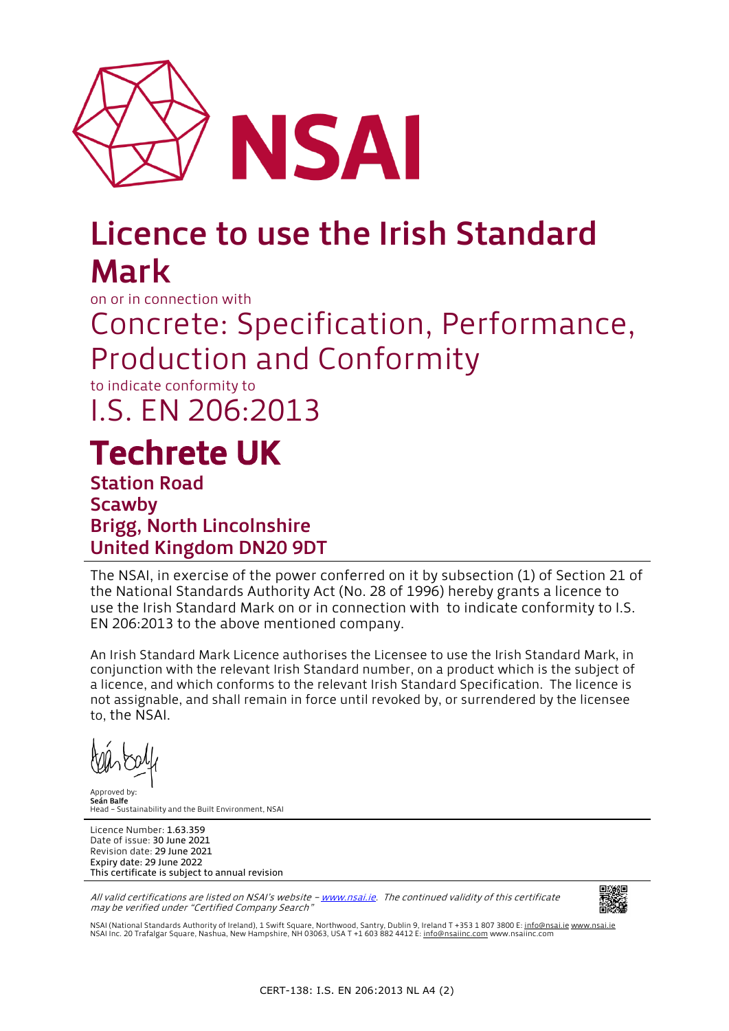NSAI

# Licence to use the Irish Standard Mark

on or in connection with

## Concrete: Specification, Performance, Production and Conformity

to indicate conformity to

## I.S. EN 206:2013

# Techrete UK

**Station Road**
**Scawby**
**Brigg, North Lincolnshire**
**United Kingdom DN20 9DT**

The NSAI, in exercise of the power conferred on it by subsection (1) of Section 21 of the National Standards Authority Act (No. 28 of 1996) hereby grants a licence to use the Irish Standard Mark on or in connection with to indicate conformity to I.S. EN 206:2013 to the above mentioned company.

An Irish Standard Mark Licence authorises the Licensee to use the Irish Standard Mark, in conjunction with the relevant Irish Standard number, on a product which is the subject of a licence, and which conforms to the relevant Irish Standard Specification. The licence is not assignable, and shall remain in force until revoked by, or surrendered by the licensee to, the NSAI.

Approved by:
**Seán Balfe**
Head – Sustainability and the Built Environment, NSAI

Licence Number: 1.63.359
Date of issue: 30 June 2021
Revision date: 29 June 2021
Expiry date: 29 June 2022
This certificate is subject to annual revision

*All valid certifications are listed on NSAI's website – www.nsai.ie. The continued validity of this certificate may be verified under "Certified Company Search"*

NSAI (National Standards Authority of Ireland), 1 Swift Square, Northwood, Santry, Dublin 9, Ireland T +353 1 807 3800 E: info@nsai.ie www.nsai.ie
NSAI Inc. 20 Trafalgar Square, Nashua, New Hampshire, NH 03063, USA T +1 603 882 4412 E: info@nsaiinc.com www.nsaiinc.com

CERT-138: I.S. EN 206:2013 NL A4 (2)